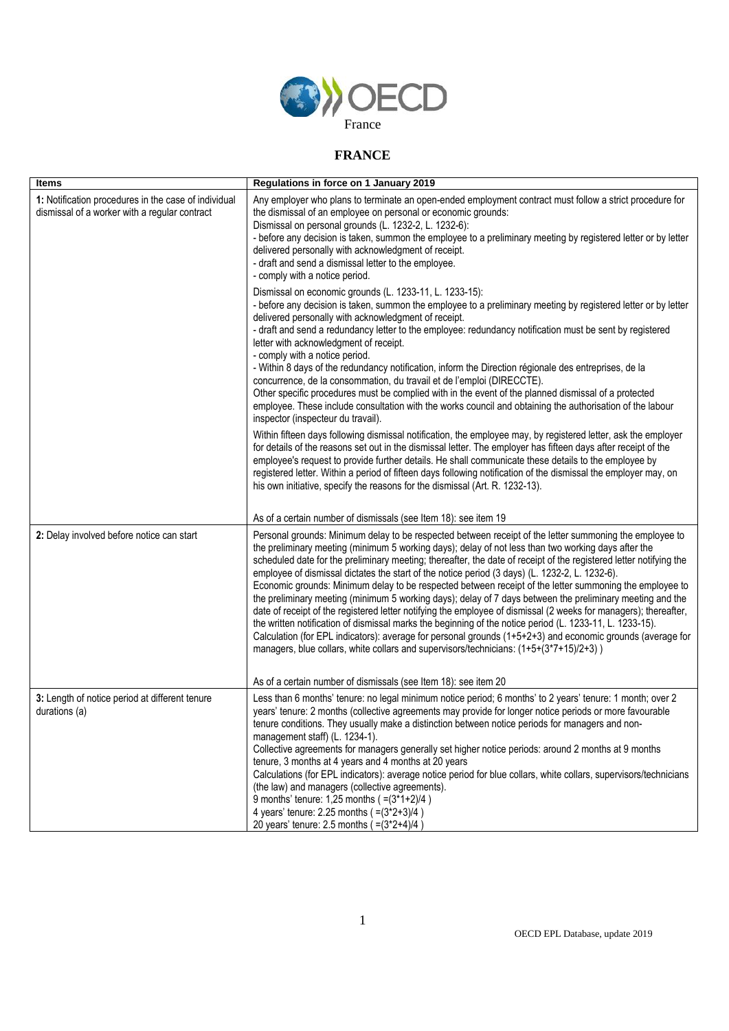France

# FRANCE

| Items | Regulations in force on 1 January 2019 |
| --- | --- |
| 1: Notification procedures in the case of individual dismissal of a worker with a regular contract | Any employer who plans to terminate an open-ended employment contract must follow a strict procedure for the dismissal of an employee on personal or economic grounds:<br>Dismissal on personal grounds (L. 1232-2, L. 1232-6):<br>- before any decision is taken, summon the employee to a preliminary meeting by registered letter or by letter delivered personally with acknowledgment of receipt.<br>- draft and send a dismissal letter to the employee.<br>- comply with a notice period.<br><br>Dismissal on economic grounds (L. 1233-11, L. 1233-15):<br>- before any decision is taken, summon the employee to a preliminary meeting by registered letter or by letter delivered personally with acknowledgment of receipt.<br>- draft and send a redundancy letter to the employee: redundancy notification must be sent by registered letter with acknowledgment of receipt.<br>- comply with a notice period.<br>- Within 8 days of the redundancy notification, inform the Direction régionale des entreprises, de la concurrence, de la consommation, du travail et de l'emploi (DIRECCTE).<br>Other specific procedures must be complied with in the event of the planned dismissal of a protected employee. These include consultation with the works council and obtaining the authorisation of the labour inspector (inspecteur du travail).<br><br>Within fifteen days following dismissal notification, the employee may, by registered letter, ask the employer for details of the reasons set out in the dismissal letter. The employer has fifteen days after receipt of the employee's request to provide further details. He shall communicate these details to the employee by registered letter. Within a period of fifteen days following notification of the dismissal the employer may, on his own initiative, specify the reasons for the dismissal (Art. R. 1232-13).<br><br>As of a certain number of dismissals (see Item 18): see item 19 |
| 2: Delay involved before notice can start | Personal grounds: Minimum delay to be respected between receipt of the letter summoning the employee to the preliminary meeting (minimum 5 working days); delay of not less than two working days after the scheduled date for the preliminary meeting; thereafter, the date of receipt of the registered letter notifying the employee of dismissal dictates the start of the notice period (3 days) (L. 1232-2, L. 1232-6).<br>Economic grounds: Minimum delay to be respected between receipt of the letter summoning the employee to the preliminary meeting (minimum 5 working days); delay of 7 days between the preliminary meeting and the date of receipt of the registered letter notifying the employee of dismissal (2 weeks for managers); thereafter, the written notification of dismissal marks the beginning of the notice period (L. 1233-11, L. 1233-15).<br>Calculation (for EPL indicators): average for personal grounds (1+5+2+3) and economic grounds (average for managers, blue collars, white collars and supervisors/technicians: (1+5+(3*7+15)/2+3) )<br><br>As of a certain number of dismissals (see Item 18): see item 20 |
| 3: Length of notice period at different tenure durations (a) | Less than 6 months' tenure: no legal minimum notice period; 6 months' to 2 years' tenure: 1 month; over 2 years' tenure: 2 months (collective agreements may provide for longer notice periods or more favourable tenure conditions. They usually make a distinction between notice periods for managers and non-management staff) (L. 1234-1).<br>Collective agreements for managers generally set higher notice periods: around 2 months at 9 months tenure, 3 months at 4 years and 4 months at 20 years<br>Calculations (for EPL indicators): average notice period for blue collars, white collars, supervisors/technicians (the law) and managers (collective agreements).<br>9 months' tenure: 1,25 months ( =(3*1+2)/4 )<br>4 years' tenure: 2.25 months ( =(3*2+3)/4 )<br>20 years' tenure: 2.5 months ( =(3*2+4)/4 ) |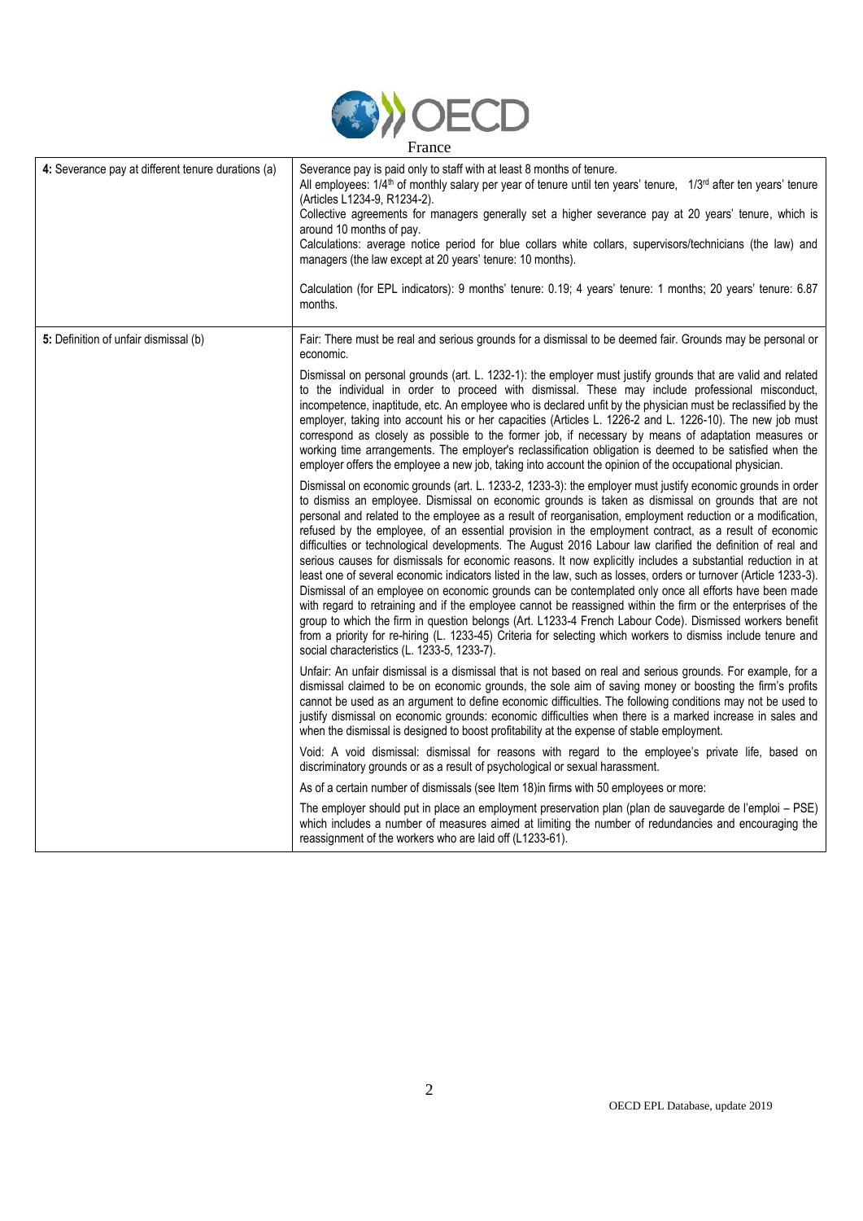France

| | |
|---|---|
| **4:** Severance pay at different tenure durations (a) | Severance pay is paid only to staff with at least 8 months of tenure.<br>All employees: 1/4th of monthly salary per year of tenure until ten years' tenure, 1/3rd after ten years' tenure (Articles L1234-9, R1234-2).<br>Collective agreements for managers generally set a higher severance pay at 20 years' tenure, which is around 10 months of pay.<br>Calculations: average notice period for blue collars white collars, supervisors/technicians (the law) and managers (the law except at 20 years' tenure: 10 months).<br><br>Calculation (for EPL indicators): 9 months' tenure: 0.19; 4 years' tenure: 1 months; 20 years' tenure: 6.87 months. |
| **5:** Definition of unfair dismissal (b) | Fair: There must be real and serious grounds for a dismissal to be deemed fair. Grounds may be personal or economic.<br><br>Dismissal on personal grounds (art. L. 1232-1): the employer must justify grounds that are valid and related to the individual in order to proceed with dismissal. These may include professional misconduct, incompetence, inaptitude, etc. An employee who is declared unfit by the physician must be reclassified by the employer, taking into account his or her capacities (Articles L. 1226-2 and L. 1226-10). The new job must correspond as closely as possible to the former job, if necessary by means of adaptation measures or working time arrangements. The employer's reclassification obligation is deemed to be satisfied when the employer offers the employee a new job, taking into account the opinion of the occupational physician.<br><br>Dismissal on economic grounds (art. L. 1233-2, 1233-3): the employer must justify economic grounds in order to dismiss an employee. Dismissal on economic grounds is taken as dismissal on grounds that are not personal and related to the employee as a result of reorganisation, employment reduction or a modification, refused by the employee, of an essential provision in the employment contract, as a result of economic difficulties or technological developments. The August 2016 Labour law clarified the definition of real and serious causes for dismissals for economic reasons. It now explicitly includes a substantial reduction in at least one of several economic indicators listed in the law, such as losses, orders or turnover (Article 1233-3). Dismissal of an employee on economic grounds can be contemplated only once all efforts have been made with regard to retraining and if the employee cannot be reassigned within the firm or the enterprises of the group to which the firm in question belongs (Art. L1233-4 French Labour Code). Dismissed workers benefit from a priority for re-hiring (L. 1233-45) Criteria for selecting which workers to dismiss include tenure and social characteristics (L. 1233-5, 1233-7).<br><br>Unfair: An unfair dismissal is a dismissal that is not based on real and serious grounds. For example, for a dismissal claimed to be on economic grounds, the sole aim of saving money or boosting the firm's profits cannot be used as an argument to define economic difficulties. The following conditions may not be used to justify dismissal on economic grounds: economic difficulties when there is a marked increase in sales and when the dismissal is designed to boost profitability at the expense of stable employment.<br><br>Void: A void dismissal: dismissal for reasons with regard to the employee's private life, based on discriminatory grounds or as a result of psychological or sexual harassment.<br><br>As of a certain number of dismissals (see Item 18)in firms with 50 employees or more:<br><br>The employer should put in place an employment preservation plan (plan de sauvegarde de l'emploi – PSE) which includes a number of measures aimed at limiting the number of redundancies and encouraging the reassignment of the workers who are laid off (L1233-61). |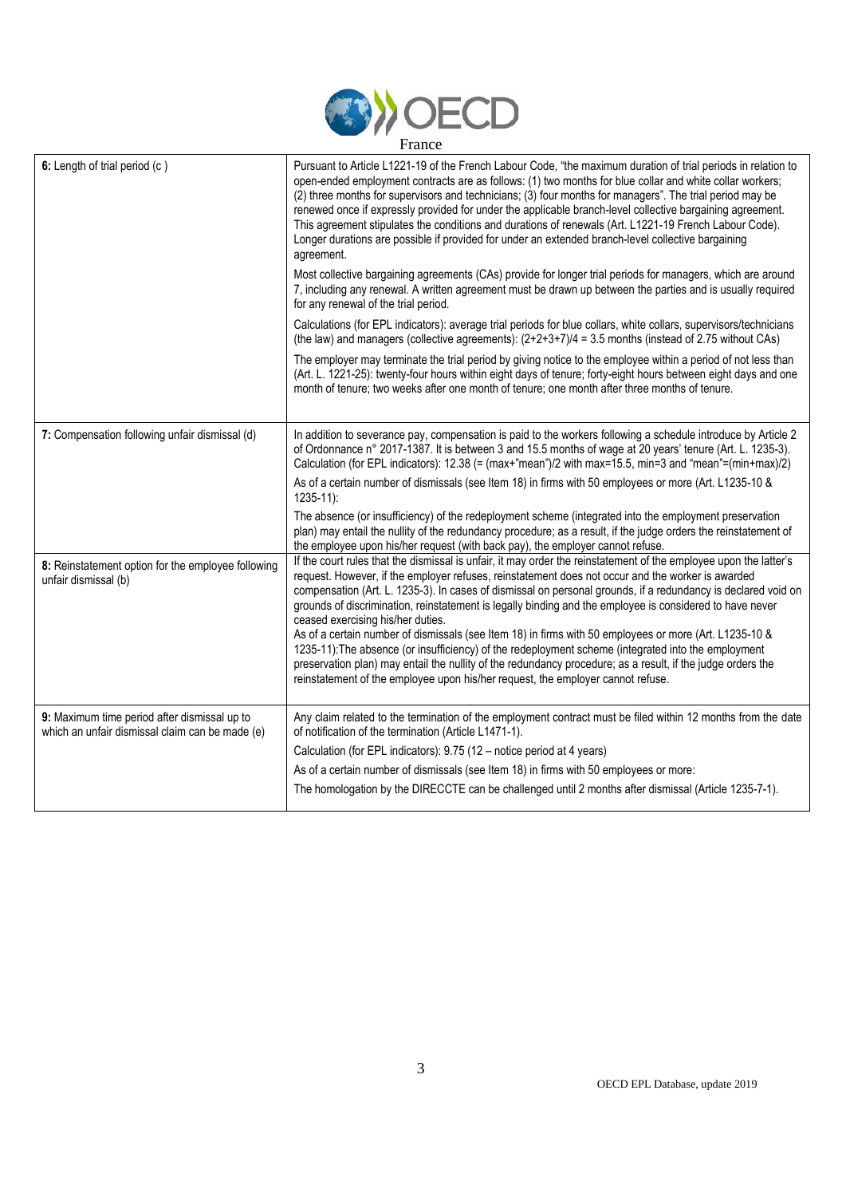France

| | |
|---|---|
| **6:** Length of trial period (c ) | Pursuant to Article L1221-19 of the French Labour Code, "the maximum duration of trial periods in relation to open-ended employment contracts are as follows: (1) two months for blue collar and white collar workers; (2) three months for supervisors and technicians; (3) four months for managers". The trial period may be renewed once if expressly provided for under the applicable branch-level collective bargaining agreement. This agreement stipulates the conditions and durations of renewals (Art. L1221-19 French Labour Code). Longer durations are possible if provided for under an extended branch-level collective bargaining agreement.<br><br>Most collective bargaining agreements (CAs) provide for longer trial periods for managers, which are around 7, including any renewal. A written agreement must be drawn up between the parties and is usually required for any renewal of the trial period.<br><br>Calculations (for EPL indicators): average trial periods for blue collars, white collars, supervisors/technicians (the law) and managers (collective agreements): (2+2+3+7)/4 = 3.5 months (instead of 2.75 without CAs)<br><br>The employer may terminate the trial period by giving notice to the employee within a period of not less than (Art. L. 1221-25): twenty-four hours within eight days of tenure; forty-eight hours between eight days and one month of tenure; two weeks after one month of tenure; one month after three months of tenure. |
| **7:** Compensation following unfair dismissal (d) | In addition to severance pay, compensation is paid to the workers following a schedule introduce by Article 2 of Ordonnance n° 2017-1387. It is between 3 and 15.5 months of wage at 20 years' tenure (Art. L. 1235-3). Calculation (for EPL indicators): 12.38 (= (max+"mean")/2 with max=15.5, min=3 and "mean"=(min+max)/2)<br><br>As of a certain number of dismissals (see Item 18) in firms with 50 employees or more (Art. L1235-10 & 1235-11):<br><br>The absence (or insufficiency) of the redeployment scheme (integrated into the employment preservation plan) may entail the nullity of the redundancy procedure; as a result, if the judge orders the reinstatement of the employee upon his/her request (with back pay), the employer cannot refuse. |
| **8:** Reinstatement option for the employee following unfair dismissal (b) | If the court rules that the dismissal is unfair, it may order the reinstatement of the employee upon the latter's request. However, if the employer refuses, reinstatement does not occur and the worker is awarded compensation (Art. L. 1235-3). In cases of dismissal on personal grounds, if a redundancy is declared void on grounds of discrimination, reinstatement is legally binding and the employee is considered to have never ceased exercising his/her duties.<br>As of a certain number of dismissals (see Item 18) in firms with 50 employees or more (Art. L1235-10 & 1235-11):The absence (or insufficiency) of the redeployment scheme (integrated into the employment preservation plan) may entail the nullity of the redundancy procedure; as a result, if the judge orders the reinstatement of the employee upon his/her request, the employer cannot refuse. |
| **9:** Maximum time period after dismissal up to which an unfair dismissal claim can be made (e) | Any claim related to the termination of the employment contract must be filed within 12 months from the date of notification of the termination (Article L1471-1).<br><br>Calculation (for EPL indicators): 9.75 (12 – notice period at 4 years)<br><br>As of a certain number of dismissals (see Item 18) in firms with 50 employees or more:<br><br>The homologation by the DIRECCTE can be challenged until 2 months after dismissal (Article 1235-7-1). |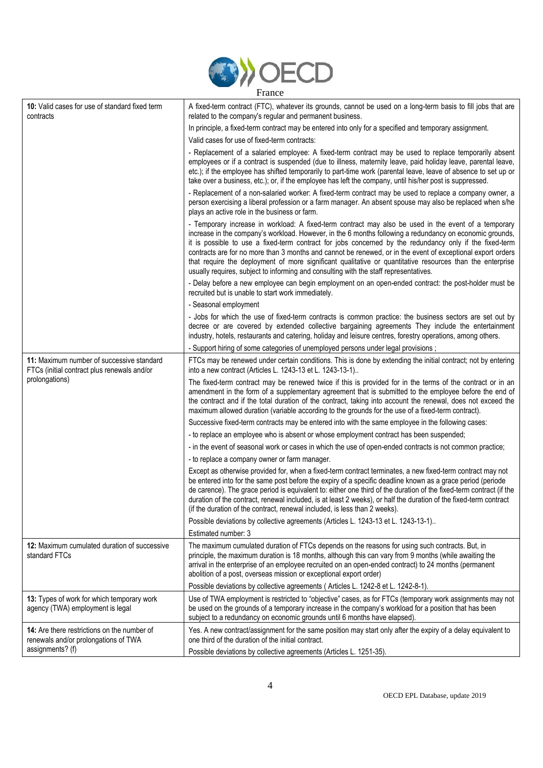France

| | |
|---|---|
| **10:** Valid cases for use of standard fixed term contracts | A fixed-term contract (FTC), whatever its grounds, cannot be used on a long-term basis to fill jobs that are related to the company's regular and permanent business.<br><br>In principle, a fixed-term contract may be entered into only for a specified and temporary assignment.<br><br>Valid cases for use of fixed-term contracts:<br><br>- Replacement of a salaried employee: A fixed-term contract may be used to replace temporarily absent employees or if a contract is suspended (due to illness, maternity leave, paid holiday leave, parental leave, etc.); if the employee has shifted temporarily to part-time work (parental leave, leave of absence to set up or take over a business, etc.); or, if the employee has left the company, until his/her post is suppressed.<br><br>- Replacement of a non-salaried worker: A fixed-term contract may be used to replace a company owner, a person exercising a liberal profession or a farm manager. An absent spouse may also be replaced when s/he plays an active role in the business or farm.<br><br>- Temporary increase in workload: A fixed-term contract may also be used in the event of a temporary increase in the company's workload. However, in the 6 months following a redundancy on economic grounds, it is possible to use a fixed-term contract for jobs concerned by the redundancy only if the fixed-term contracts are for no more than 3 months and cannot be renewed, or in the event of exceptional export orders that require the deployment of more significant qualitative or quantitative resources than the enterprise usually requires, subject to informing and consulting with the staff representatives.<br><br>- Delay before a new employee can begin employment on an open-ended contract: the post-holder must be recruited but is unable to start work immediately.<br><br>- Seasonal employment<br><br>- Jobs for which the use of fixed-term contracts is common practice: the business sectors are set out by decree or are covered by extended collective bargaining agreements They include the entertainment industry, hotels, restaurants and catering, holiday and leisure centres, forestry operations, among others.<br><br>- Support hiring of some categories of unemployed persons under legal provisions ; |
| **11:** Maximum number of successive standard FTCs (initial contract plus renewals and/or prolongations) | FTCs may be renewed under certain conditions. This is done by extending the initial contract; not by entering into a new contract (Articles L. 1243-13 et L. 1243-13-1)..<br><br>The fixed-term contract may be renewed twice if this is provided for in the terms of the contract or in an amendment in the form of a supplementary agreement that is submitted to the employee before the end of the contract and if the total duration of the contract, taking into account the renewal, does not exceed the maximum allowed duration (variable according to the grounds for the use of a fixed-term contract).<br><br>Successive fixed-term contracts may be entered into with the same employee in the following cases:<br><br>- to replace an employee who is absent or whose employment contract has been suspended;<br><br>- in the event of seasonal work or cases in which the use of open-ended contracts is not common practice;<br><br>- to replace a company owner or farm manager.<br><br>Except as otherwise provided for, when a fixed-term contract terminates, a new fixed-term contract may not be entered into for the same post before the expiry of a specific deadline known as a grace period (periode de carence). The grace period is equivalent to: either one third of the duration of the fixed-term contract (if the duration of the contract, renewal included, is at least 2 weeks), or half the duration of the fixed-term contract (if the duration of the contract, renewal included, is less than 2 weeks).<br><br>Possible deviations by collective agreements (Articles L. 1243-13 et L. 1243-13-1)..<br><br>Estimated number: 3 |
| **12:** Maximum cumulated duration of successive standard FTCs | The maximum cumulated duration of FTCs depends on the reasons for using such contracts. But, in principle, the maximum duration is 18 months, although this can vary from 9 months (while awaiting the arrival in the enterprise of an employee recruited on an open-ended contract) to 24 months (permanent abolition of a post, overseas mission or exceptional export order)<br><br>Possible deviations by collective agreements ( Articles L. 1242-8 et L. 1242-8-1). |
| **13:** Types of work for which temporary work agency (TWA) employment is legal | Use of TWA employment is restricted to "objective" cases, as for FTCs (temporary work assignments may not be used on the grounds of a temporary increase in the company's workload for a position that has been subject to a redundancy on economic grounds until 6 months have elapsed). |
| **14:** Are there restrictions on the number of renewals and/or prolongations of TWA assignments? (f) | Yes. A new contract/assignment for the same position may start only after the expiry of a delay equivalent to one third of the duration of the initial contract.<br><br>Possible deviations by collective agreements (Articles L. 1251-35). |

OECD EPL Database, update 2019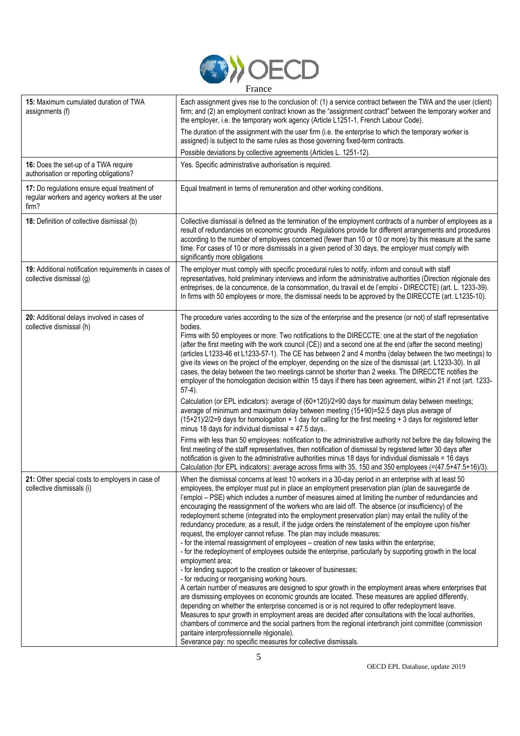France

| | |
|---|---|
| **15:** Maximum cumulated duration of TWA assignments (f) | Each assignment gives rise to the conclusion of: (1) a service contract between the TWA and the user (client) firm; and (2) an employment contract known as the "assignment contract" between the temporary worker and the employer, i.e. the temporary work agency (Article L1251-1, French Labour Code).<br>The duration of the assignment with the user firm (i.e. the enterprise to which the temporary worker is assigned) is subject to the same rules as those governing fixed-term contracts.<br>Possible deviations by collective agreements (Articles L. 1251-12). |
| **16:** Does the set-up of a TWA require authorisation or reporting obligations? | Yes. Specific administrative authorisation is required. |
| **17:** Do regulations ensure equal treatment of regular workers and agency workers at the user firm? | Equal treatment in terms of remuneration and other working conditions. |
| **18:** Definition of collective dismissal (b) | Collective dismissal is defined as the termination of the employment contracts of a number of employees as a result of redundancies on economic grounds .Regulations provide for different arrangements and procedures according to the number of employees concerned (fewer than 10 or 10 or more) by this measure at the same time. For cases of 10 or more dismissals in a given period of 30 days, the employer must comply with significantly more obligations |
| **19:** Additional notification requirements in cases of collective dismissal (g) | The employer must comply with specific procedural rules to notify, inform and consult with staff representatives, hold preliminary interviews and inform the administrative authorities (Direction régionale des entreprises, de la concurrence, de la consommation, du travail et de l'emploi - DIRECCTE) (art. L. 1233-39). In firms with 50 employees or more, the dismissal needs to be approved by the DIRECCTE (art. L1235-10). |
| **20:** Additional delays involved in cases of collective dismissal (h) | The procedure varies according to the size of the enterprise and the presence (or not) of staff representative bodies.<br>Firms with 50 employees or more: Two notifications to the DIRECCTE: one at the start of the negotiation (after the first meeting with the work council (CE)) and a second one at the end (after the second meeting) (articles L1233-46 et L1233-57-1). The CE has between 2 and 4 months (delay between the two meetings) to give its views on the project of the employer, depending on the size of the dismissal (art. L1233-30). In all cases, the delay between the two meetings cannot be shorter than 2 weeks. The DIRECCTE notifies the employer of the homologation decision within 15 days if there has been agreement, within 21 if not (art. 1233-57-4).<br>Calculation (or EPL indicators): average of (60+120)/2=90 days for maximum delay between meetings; average of minimum and maximum delay between meeting (15+90)=52.5 days plus average of (15+21)/2/2=9 days for homologation + 1 day for calling for the first meeting + 3 days for registered letter minus 18 days for individual dismissal = 47.5 days..<br>Firms with less than 50 employees: notification to the administrative authority not before the day following the first meeting of the staff representatives, then notification of dismissal by registered letter 30 days after notification is given to the administrative authorities minus 18 days for individual dismissals = 16 days Calculation (for EPL indicators): average across firms with 35, 150 and 350 employees (=(47.5+47.5+16)/3). |
| **21:** Other special costs to employers in case of collective dismissals (i) | When the dismissal concerns at least 10 workers in a 30-day period in an enterprise with at least 50 employees, the employer must put in place an employment preservation plan (plan de sauvegarde de l'emploi – PSE) which includes a number of measures aimed at limiting the number of redundancies and encouraging the reassignment of the workers who are laid off. The absence (or insufficiency) of the redeployment scheme (integrated into the employment preservation plan) may entail the nullity of the redundancy procedure; as a result, if the judge orders the reinstatement of the employee upon his/her request, the employer cannot refuse. The plan may include measures:<br>- for the internal reassignment of employees – creation of new tasks within the enterprise;<br>- for the redeployment of employees outside the enterprise, particularly by supporting growth in the local employment area;<br>- for lending support to the creation or takeover of businesses;<br>- for reducing or reorganising working hours.<br>A certain number of measures are designed to spur growth in the employment areas where enterprises that are dismissing employees on economic grounds are located. These measures are applied differently, depending on whether the enterprise concerned is or is not required to offer redeployment leave.<br>Measures to spur growth in employment areas are decided after consultations with the local authorities, chambers of commerce and the social partners from the regional interbranch joint committee (commission paritaire interprofessionnelle régionale).<br>Severance pay: no specific measures for collective dismissals. |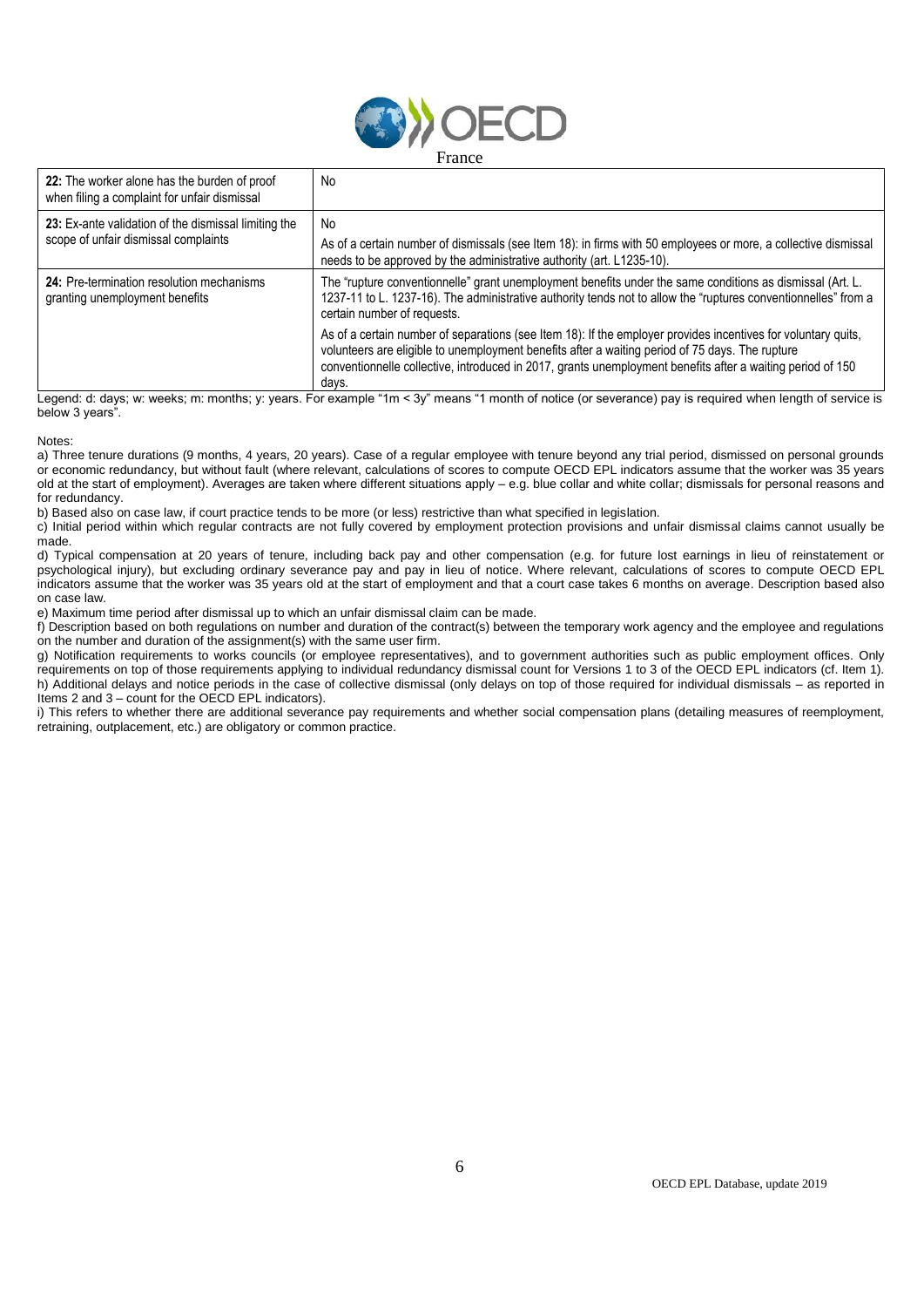France

| | |
|---|---|
| **22:** The worker alone has the burden of proof when filing a complaint for unfair dismissal | No |
| **23:** Ex-ante validation of the dismissal limiting the scope of unfair dismissal complaints | No<br>As of a certain number of dismissals (see Item 18): in firms with 50 employees or more, a collective dismissal needs to be approved by the administrative authority (art. L1235-10). |
| **24:** Pre-termination resolution mechanisms granting unemployment benefits | The "rupture conventionnelle" grant unemployment benefits under the same conditions as dismissal (Art. L. 1237-11 to L. 1237-16). The administrative authority tends not to allow the "ruptures conventionnelles" from a certain number of requests.<br>As of a certain number of separations (see Item 18): If the employer provides incentives for voluntary quits, volunteers are eligible to unemployment benefits after a waiting period of 75 days. The rupture conventionnelle collective, introduced in 2017, grants unemployment benefits after a waiting period of 150 days. |

Legend: d: days; w: weeks; m: months; y: years. For example "1m < 3y" means "1 month of notice (or severance) pay is required when length of service is below 3 years".

Notes:

a) Three tenure durations (9 months, 4 years, 20 years). Case of a regular employee with tenure beyond any trial period, dismissed on personal grounds or economic redundancy, but without fault (where relevant, calculations of scores to compute OECD EPL indicators assume that the worker was 35 years old at the start of employment). Averages are taken where different situations apply – e.g. blue collar and white collar; dismissals for personal reasons and for redundancy.

b) Based also on case law, if court practice tends to be more (or less) restrictive than what specified in legislation.

c) Initial period within which regular contracts are not fully covered by employment protection provisions and unfair dismissal claims cannot usually be made.

d) Typical compensation at 20 years of tenure, including back pay and other compensation (e.g. for future lost earnings in lieu of reinstatement or psychological injury), but excluding ordinary severance pay and pay in lieu of notice. Where relevant, calculations of scores to compute OECD EPL indicators assume that the worker was 35 years old at the start of employment and that a court case takes 6 months on average. Description based also on case law.

e) Maximum time period after dismissal up to which an unfair dismissal claim can be made.

f) Description based on both regulations on number and duration of the contract(s) between the temporary work agency and the employee and regulations on the number and duration of the assignment(s) with the same user firm.

g) Notification requirements to works councils (or employee representatives), and to government authorities such as public employment offices. Only requirements on top of those requirements applying to individual redundancy dismissal count for Versions 1 to 3 of the OECD EPL indicators (cf. Item 1).

h) Additional delays and notice periods in the case of collective dismissal (only delays on top of those required for individual dismissals – as reported in Items 2 and 3 – count for the OECD EPL indicators).

i) This refers to whether there are additional severance pay requirements and whether social compensation plans (detailing measures of reemployment, retraining, outplacement, etc.) are obligatory or common practice.